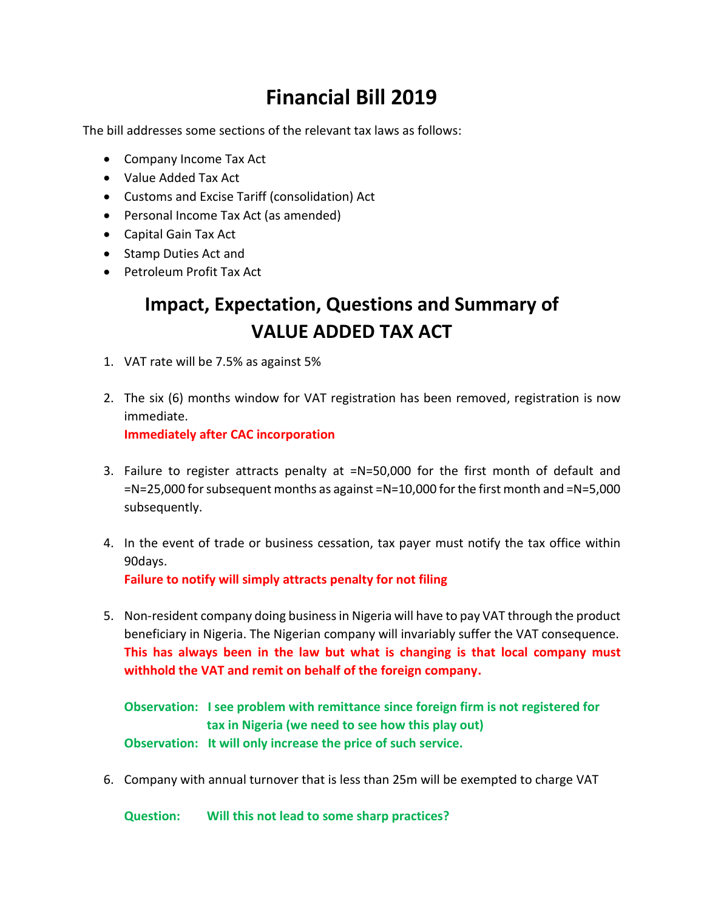# Financial Bill 2019

The bill addresses some sections of the relevant tax laws as follows:

- Company Income Tax Act
- Value Added Tax Act
- Customs and Excise Tariff (consolidation) Act
- Personal Income Tax Act (as amended)
- Capital Gain Tax Act
- Stamp Duties Act and
- Petroleum Profit Tax Act

## Impact, Expectation, Questions and Summary of VALUE ADDED TAX ACT

1. VAT rate will be 7.5% as against 5%

2. The six (6) months window for VAT registration has been removed, registration is now immediate.
   **Immediately after CAC incorporation**

3. Failure to register attracts penalty at =N=50,000 for the first month of default and =N=25,000 for subsequent months as against =N=10,000 for the first month and =N=5,000 subsequently.

4. In the event of trade or business cessation, tax payer must notify the tax office within 90days.
   **Failure to notify will simply attracts penalty for not filing**

5. Non-resident company doing business in Nigeria will have to pay VAT through the product beneficiary in Nigeria. The Nigerian company will invariably suffer the VAT consequence.
   **This has always been in the law but what is changing is that local company must withhold the VAT and remit on behalf of the foreign company.**

   **Observation: I see problem with remittance since foreign firm is not registered for tax in Nigeria (we need to see how this play out)**
   **Observation: It will only increase the price of such service.**

6. Company with annual turnover that is less than 25m will be exempted to charge VAT

   **Question: Will this not lead to some sharp practices?**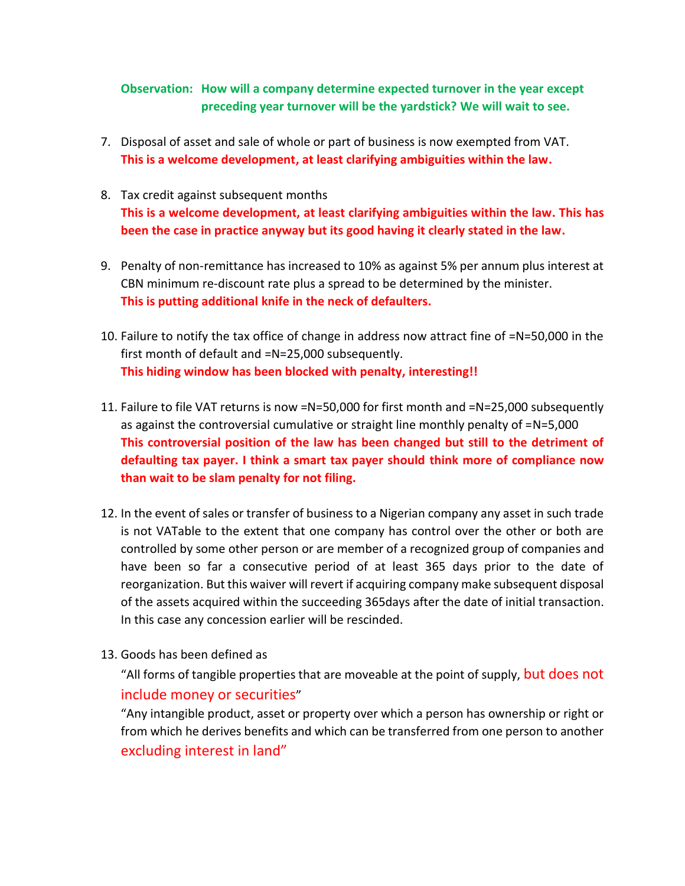**Observation: How will a company determine expected turnover in the year except preceding year turnover will be the yardstick? We will wait to see.**

7. Disposal of asset and sale of whole or part of business is now exempted from VAT.
   **This is a welcome development, at least clarifying ambiguities within the law.**

8. Tax credit against subsequent months
   **This is a welcome development, at least clarifying ambiguities within the law. This has been the case in practice anyway but its good having it clearly stated in the law.**

9. Penalty of non-remittance has increased to 10% as against 5% per annum plus interest at CBN minimum re-discount rate plus a spread to be determined by the minister.
   **This is putting additional knife in the neck of defaulters.**

10. Failure to notify the tax office of change in address now attract fine of =N=50,000 in the first month of default and =N=25,000 subsequently.
    **This hiding window has been blocked with penalty, interesting!!**

11. Failure to file VAT returns is now =N=50,000 for first month and =N=25,000 subsequently as against the controversial cumulative or straight line monthly penalty of =N=5,000
    **This controversial position of the law has been changed but still to the detriment of defaulting tax payer. I think a smart tax payer should think more of compliance now than wait to be slam penalty for not filing.**

12. In the event of sales or transfer of business to a Nigerian company any asset in such trade is not VATable to the extent that one company has control over the other or both are controlled by some other person or are member of a recognized group of companies and have been so far a consecutive period of at least 365 days prior to the date of reorganization. But this waiver will revert if acquiring company make subsequent disposal of the assets acquired within the succeeding 365days after the date of initial transaction. In this case any concession earlier will be rescinded.

13. Goods has been defined as
    "All forms of tangible properties that are moveable at the point of supply, but does not include money or securities"
    "Any intangible product, asset or property over which a person has ownership or right or from which he derives benefits and which can be transferred from one person to another excluding interest in land"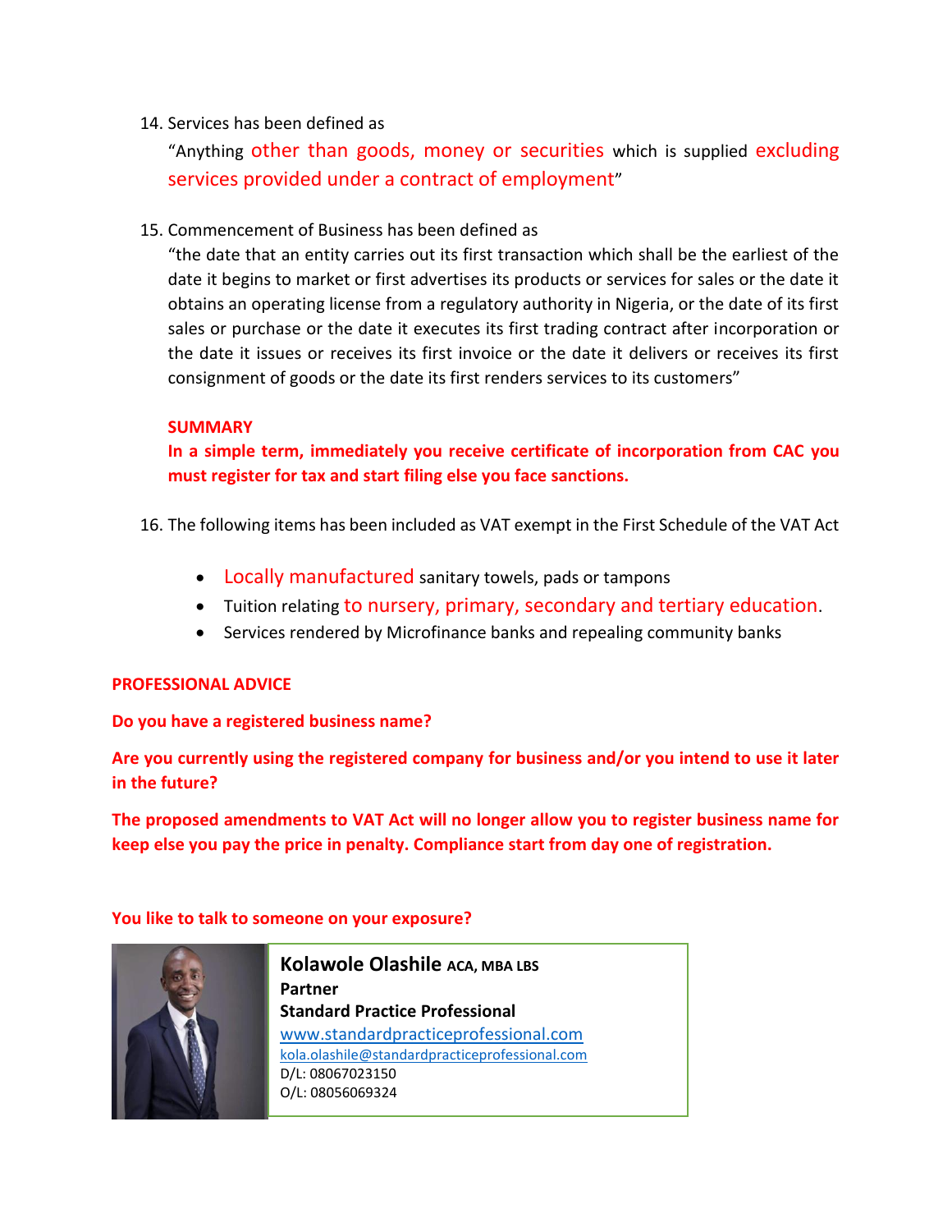14. Services has been defined as

    "Anything other than goods, money or securities which is supplied excluding services provided under a contract of employment"

15. Commencement of Business has been defined as

    "the date that an entity carries out its first transaction which shall be the earliest of the date it begins to market or first advertises its products or services for sales or the date it obtains an operating license from a regulatory authority in Nigeria, or the date of its first sales or purchase or the date it executes its first trading contract after incorporation or the date it issues or receives its first invoice or the date it delivers or receives its first consignment of goods or the date its first renders services to its customers"

    **SUMMARY**

    **In a simple term, immediately you receive certificate of incorporation from CAC you must register for tax and start filing else you face sanctions.**

16. The following items has been included as VAT exempt in the First Schedule of the VAT Act

    - Locally manufactured sanitary towels, pads or tampons
    - Tuition relating to nursery, primary, secondary and tertiary education.
    - Services rendered by Microfinance banks and repealing community banks

**PROFESSIONAL ADVICE**

**Do you have a registered business name?**

**Are you currently using the registered company for business and/or you intend to use it later in the future?**

**The proposed amendments to VAT Act will no longer allow you to register business name for keep else you pay the price in penalty. Compliance start from day one of registration.**

**You like to talk to someone on your exposure?**

**Kolawole Olashile** ACA, MBA LBS
**Partner**
**Standard Practice Professional**
www.standardpracticeprofessional.com
kola.olashile@standardpracticeprofessional.com
D/L: 08067023150
O/L: 08056069324